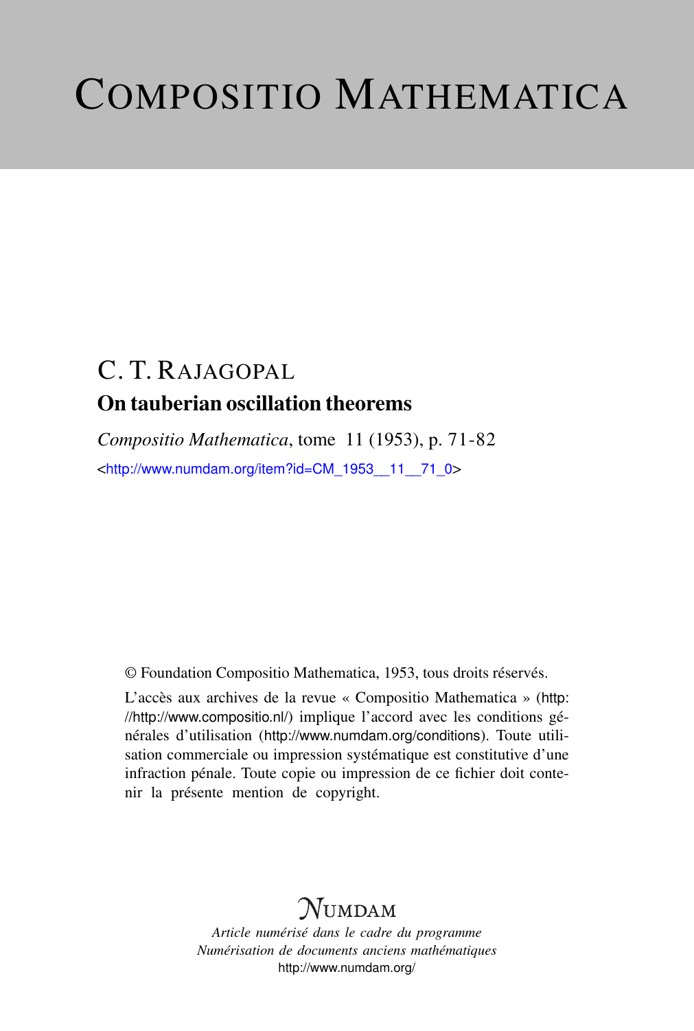# Compositio Mathematica

## C. T. Rajagopal

### On tauberian oscillation theorems

*Compositio Mathematica*, tome 11 (1953), p. 71-82

<http://www.numdam.org/item?id=CM_1953__11__71_0>

© Foundation Compositio Mathematica, 1953, tous droits réservés.

L'accès aux archives de la revue « Compositio Mathematica » (http://http://www.compositio.nl/) implique l'accord avec les conditions générales d'utilisation (http://www.numdam.org/conditions). Toute utilisation commerciale ou impression systématique est constitutive d'une infraction pénale. Toute copie ou impression de ce fichier doit contenir la présente mention de copyright.

*Numdam*

*Article numérisé dans le cadre du programme Numérisation de documents anciens mathématiques*

http://www.numdam.org/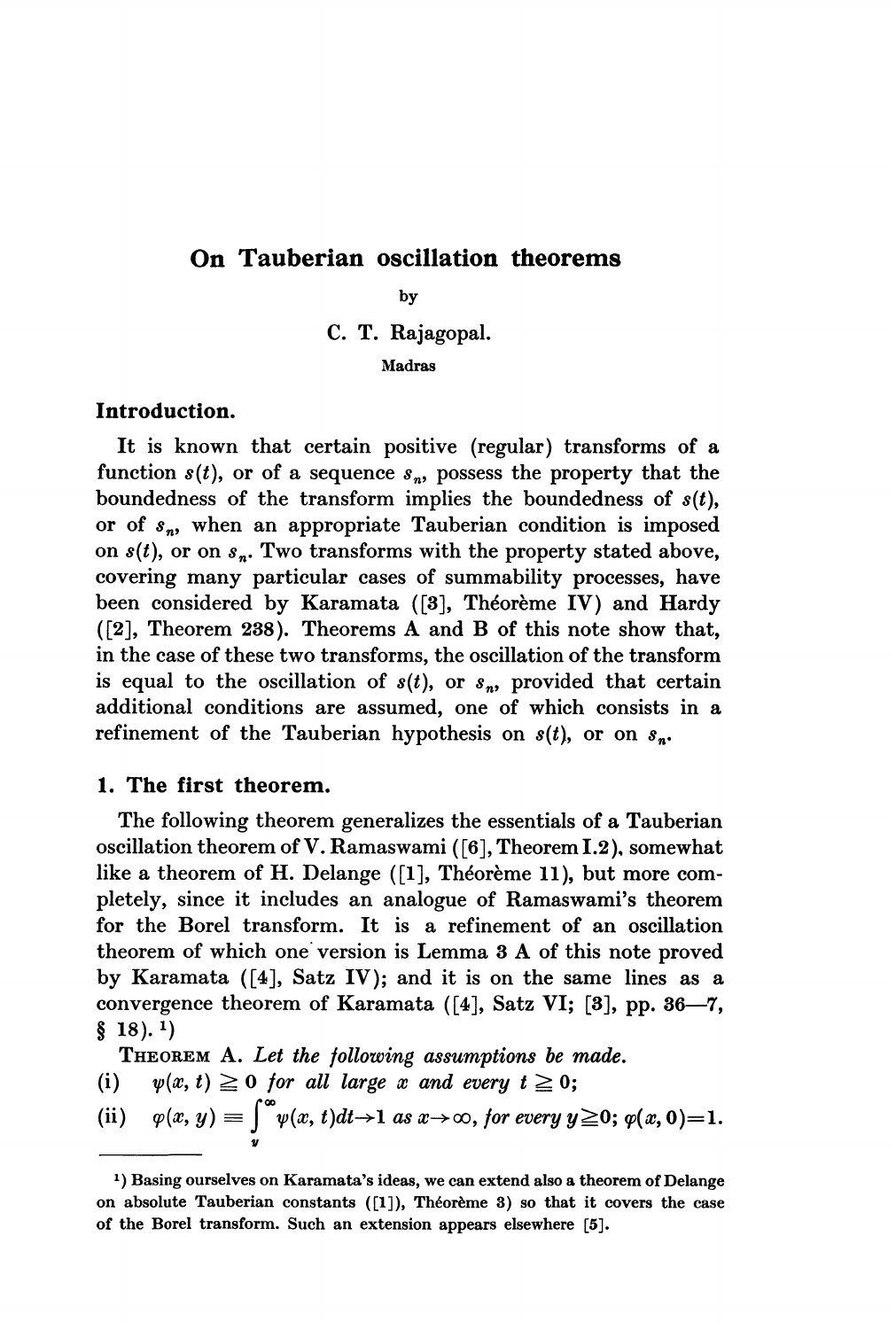# On Tauberian oscillation theorems

by

C. T. Rajagopal.

Madras

## Introduction.

It is known that certain positive (regular) transforms of a function $s(t)$, or of a sequence $s_n$, possess the property that the boundedness of the transform implies the boundedness of $s(t)$, or of $s_n$, when an appropriate Tauberian condition is imposed on $s(t)$, or on $s_n$. Two transforms with the property stated above, covering many particular cases of summability processes, have been considered by Karamata ([3], Théorème IV) and Hardy ([2], Theorem 238). Theorems A and B of this note show that, in the case of these two transforms, the oscillation of the transform is equal to the oscillation of $s(t)$, or $s_n$, provided that certain additional conditions are assumed, one of which consists in a refinement of the Tauberian hypothesis on $s(t)$, or on $s_n$.

## 1. The first theorem.

The following theorem generalizes the essentials of a Tauberian oscillation theorem of V. Ramaswami ([6], Theorem I.2), somewhat like a theorem of H. Delange ([1], Théorème 11), but more completely, since it includes an analogue of Ramaswami's theorem for the Borel transform. It is a refinement of an oscillation theorem of which one version is Lemma 3 A of this note proved by Karamata ([4], Satz IV); and it is on the same lines as a convergence theorem of Karamata ([4], Satz VI; [3], pp. 36—7, § 18). [1])

THEOREM A. *Let the following assumptions be made.*

(i) $\psi(x, t) \geqq 0$ *for all large* $x$ *and every* $t \geqq 0$;

(ii) $\varphi(x, y) \equiv \int_y^\infty \psi(x, t)dt \to 1$ *as* $x \to \infty$, *for every* $y \geqq 0$; $\varphi(x, 0) = 1$.

---

[1]) Basing ourselves on Karamata's ideas, we can extend also a theorem of Delange on absolute Tauberian constants ([1]), Théorème 3) so that it covers the case of the Borel transform. Such an extension appears elsewhere [5].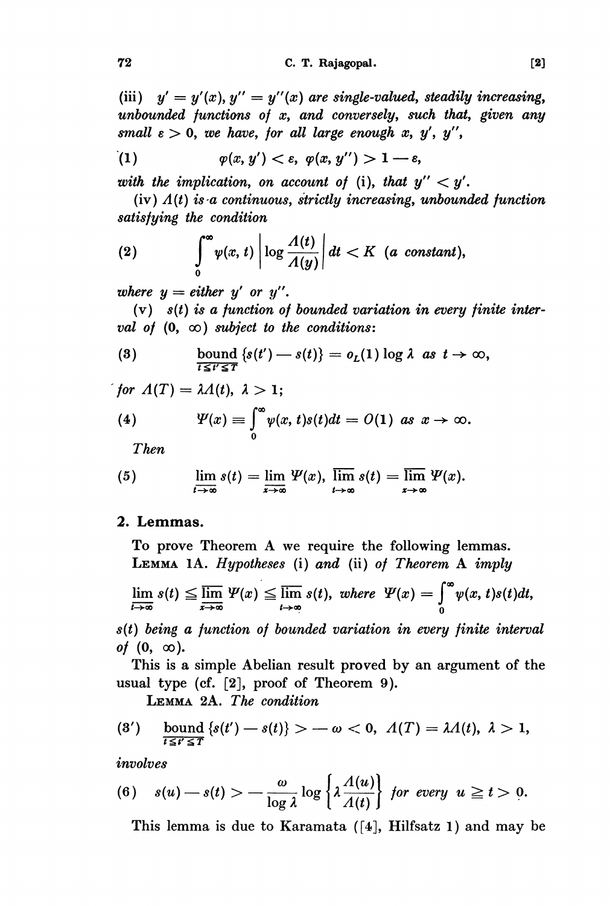(iii) $y' = y'(x)$, $y'' = y''(x)$ *are single-valued, steadily increasing, unbounded functions of* $x$, *and conversely, such that, given any small* $\varepsilon > 0$, *we have, for all large enough* $x$, $y'$, $y''$,

$$\varphi(x, y') < \varepsilon, \ \varphi(x, y'') > 1 - \varepsilon, \tag{1}$$

*with the implication, on account of* (i), *that* $y'' < y'$.

(iv) $\Lambda(t)$ *is a continuous, strictly increasing, unbounded function satisfying the condition*

$$\int_0^\infty \psi(x, t) \left| \log \frac{\Lambda(t)}{\Lambda(y)} \right| dt < K \ (a \ constant), \tag{2}$$

*where* $y =$ *either* $y'$ *or* $y''$.

(v) $s(t)$ *is a function of bounded variation in every finite interval of* $(0, \infty)$ *subject to the conditions*:

$$\underset{t \leqq t' \leqq T}{\text{bound}} \{s(t') - s(t)\} = o_L(1) \log \lambda \ \text{ as } t \to \infty, \tag{3}$$

*for* $\Lambda(T) = \lambda \Lambda(t)$, $\lambda > 1$;

$$\Psi(x) \equiv \int_0^\infty \psi(x, t) s(t) dt = O(1) \ \text{ as } x \to \infty. \tag{4}$$

*Then*

$$\varliminf_{t \to \infty} s(t) = \varliminf_{x \to \infty} \Psi(x), \ \varlimsup_{t \to \infty} s(t) = \varlimsup_{x \to \infty} \Psi(x). \tag{5}$$

## 2. Lemmas.

To prove Theorem A we require the following lemmas.

LEMMA 1A. *Hypotheses* (i) *and* (ii) *of Theorem A imply*

$$\varliminf_{t \to \infty} s(t) \leqq \varlimsup_{x \to \infty} \Psi(x) \leqq \varlimsup_{t \to \infty} s(t), \ \textit{where} \ \Psi(x) = \int_0^\infty \psi(x, t) s(t) dt,$$

$s(t)$ *being a function of bounded variation in every finite interval of* $(0, \infty)$.

This is a simple Abelian result proved by an argument of the usual type (cf. [2], proof of Theorem 9).

LEMMA 2A. *The condition*

$$\underset{t \leqq t' \leqq T}{\text{bound}} \{s(t') - s(t)\} > -\omega < 0, \ \Lambda(T) = \lambda \Lambda(t), \ \lambda > 1, \tag{3'}$$

*involves*

$$s(u) - s(t) > -\frac{\omega}{\log \lambda} \log \left\{ \lambda \frac{\Lambda(u)}{\Lambda(t)} \right\} \ \textit{for every} \ u \geqq t > 0. \tag{6}$$

This lemma is due to Karamata ([4], Hilfsatz 1) and may be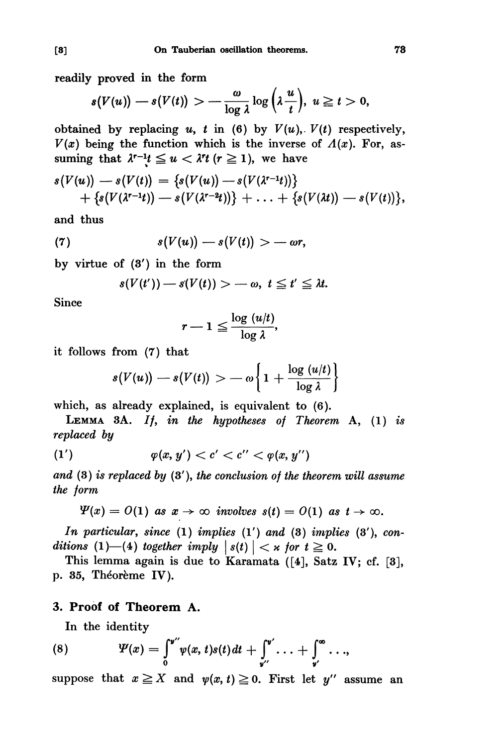readily proved in the form

$$s(V(u)) - s(V(t)) > -\frac{\omega}{\log \lambda} \log\left(\lambda \frac{u}{t}\right), \; u \geqq t > 0,$$

obtained by replacing $u$, $t$ in (6) by $V(u)$, $V(t)$ respectively, $V(x)$ being the function which is the inverse of $\Lambda(x)$. For, assuming that $\lambda^{r-1}t \leqq u < \lambda^r t$ $(r \geqq 1)$, we have

$$s(V(u)) - s(V(t)) = \{s(V(u)) - s(V(\lambda^{r-1}t))\}$$
$$+ \{s(V(\lambda^{r-1}t)) - s(V(\lambda^{r-2}t))\} + \ldots + \{s(V(\lambda t)) - s(V(t))\},$$

and thus

$$(7) \qquad s(V(u)) - s(V(t)) > -\omega r,$$

by virtue of (3') in the form

$$s(V(t')) - s(V(t)) > -\omega, \; t \leqq t' \leqq \lambda t.$$

Since

$$r - 1 \leqq \frac{\log (u/t)}{\log \lambda},$$

it follows from (7) that

$$s(V(u)) - s(V(t)) > -\omega \left\{ 1 + \frac{\log (u/t)}{\log \lambda} \right\}$$

which, as already explained, is equivalent to (6).

**Lemma** 3A. *If, in the hypotheses of Theorem* A, (1) *is replaced by*

$$(1') \qquad \varphi(x, y') < c' < c'' < \varphi(x, y'')$$

*and* (3) *is replaced by* (3'), *the conclusion of the theorem will assume the form*

$$\Psi(x) = O(1) \text{ as } x \to \infty \text{ involves } s(t) = O(1) \text{ as } t \to \infty.$$

*In particular, since* (1) *implies* (1') *and* (3) *implies* (3'), *conditions* (1)—(4) *together imply* $|s(t)| < \varkappa$ *for* $t \geqq 0$.

This lemma again is due to Karamata ([4], Satz IV; cf. [3], p. 35, Théorème IV).

## 3. Proof of Theorem A.

In the identity

$$(8) \qquad \Psi(x) = \int_0^{y''} \psi(x, t) s(t) dt + \int_{y''}^{y'} \ldots + \int_{y'}^{\infty} \ldots,$$

suppose that $x \geqq X$ and $\psi(x, t) \geqq 0$. First let $y''$ assume an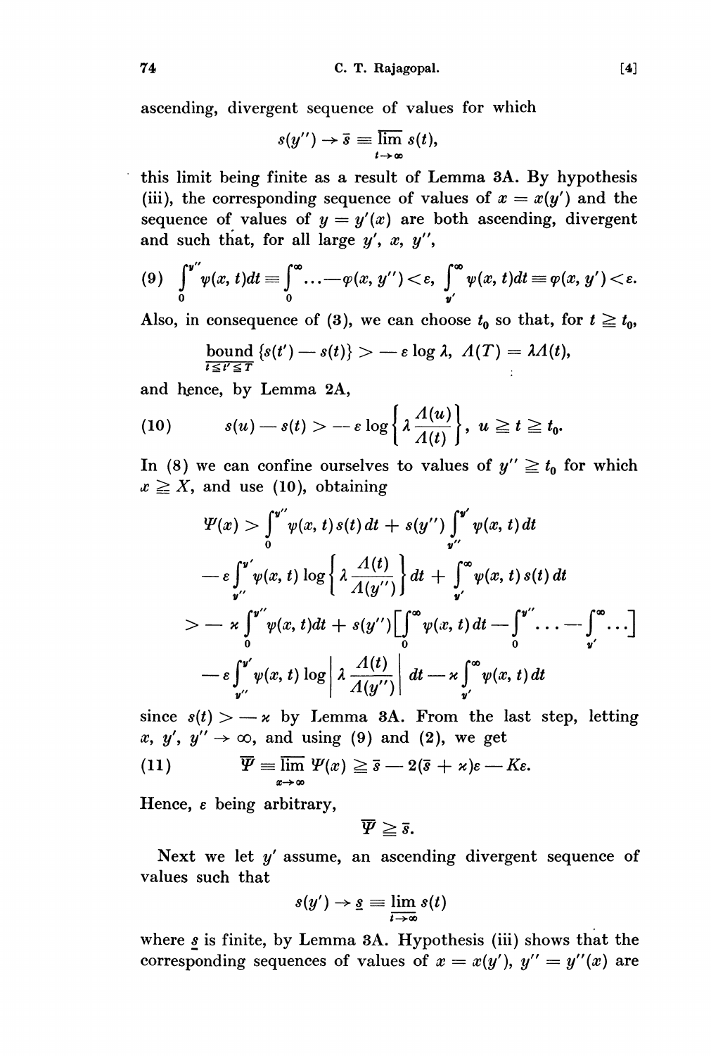ascending, divergent sequence of values for which

$$s(y'') \to \bar{s} \equiv \overline{\lim_{t\to\infty}}\, s(t),$$

this limit being finite as a result of Lemma 3A. By hypothesis (iii), the corresponding sequence of values of $x = x(y')$ and the sequence of values of $y = y'(x)$ are both ascending, divergent and such that, for all large $y'$, $x$, $y''$,

$$(9)\quad \int_0^{y''} \psi(x,t)dt \equiv \int_0^{\infty} \ldots - \varphi(x, y'') < \varepsilon, \quad \int_{y'}^{\infty} \psi(x,t)dt \equiv \varphi(x, y') < \varepsilon.$$

Also, in consequence of (3), we can choose $t_0$ so that, for $t \geqq t_0$,

$$\underset{t \leqq t' \leqq T}{\text{bound}} \{s(t') - s(t)\} > -\varepsilon \log \lambda, \; \Lambda(T) = \lambda \Lambda(t),$$

and hence, by Lemma 2A,

$$(10)\qquad s(u) - s(t) > -\varepsilon \log \left\{ \lambda \frac{\Lambda(u)}{\Lambda(t)} \right\}, \; u \geqq t \geqq t_0.$$

In (8) we can confine ourselves to values of $y'' \geqq t_0$ for which $x \geqq X$, and use (10), obtaining

$$\begin{aligned}
\Psi(x) &> \int_0^{y''} \psi(x,t)s(t)\,dt + s(y'') \int_{y''}^{y'} \psi(x,t)\,dt \\
&\quad - \varepsilon \int_{y''}^{y'} \psi(x,t) \log\left\{ \lambda \frac{\Lambda(t)}{\Lambda(y'')} \right\} dt + \int_{y'}^{\infty} \psi(x,t)s(t)\,dt \\
&> -\varkappa \int_0^{y''} \psi(x,t)dt + s(y'') \Big[ \int_0^{\infty} \psi(x,t)\,dt - \int_0^{y''} \ldots - \int_{y'}^{\infty} \ldots \Big] \\
&\quad - \varepsilon \int_{y''}^{y'} \psi(x,t) \log \left| \lambda \frac{\Lambda(t)}{\Lambda(y'')} \right| dt - \varkappa \int_{y'}^{\infty} \psi(x,t)\,dt
\end{aligned}$$

since $s(t) > -\varkappa$ by Lemma 3A. From the last step, letting $x$, $y'$, $y'' \to \infty$, and using (9) and (2), we get

$$(11)\qquad \overline{\Psi} \equiv \overline{\lim_{x\to\infty}}\, \Psi(x) \geqq \bar{s} - 2(\bar{s} + \varkappa)\varepsilon - K\varepsilon.$$

Hence, $\varepsilon$ being arbitrary,

$$\overline{\Psi} \geqq \bar{s}.$$

Next we let $y'$ assume, an ascending divergent sequence of values such that

$$s(y') \to \underline{s} \equiv \underline{\lim_{t\to\infty}}\, s(t)$$

where $\underline{s}$ is finite, by Lemma 3A. Hypothesis (iii) shows that the corresponding sequences of values of $x = x(y')$, $y'' = y''(x)$ are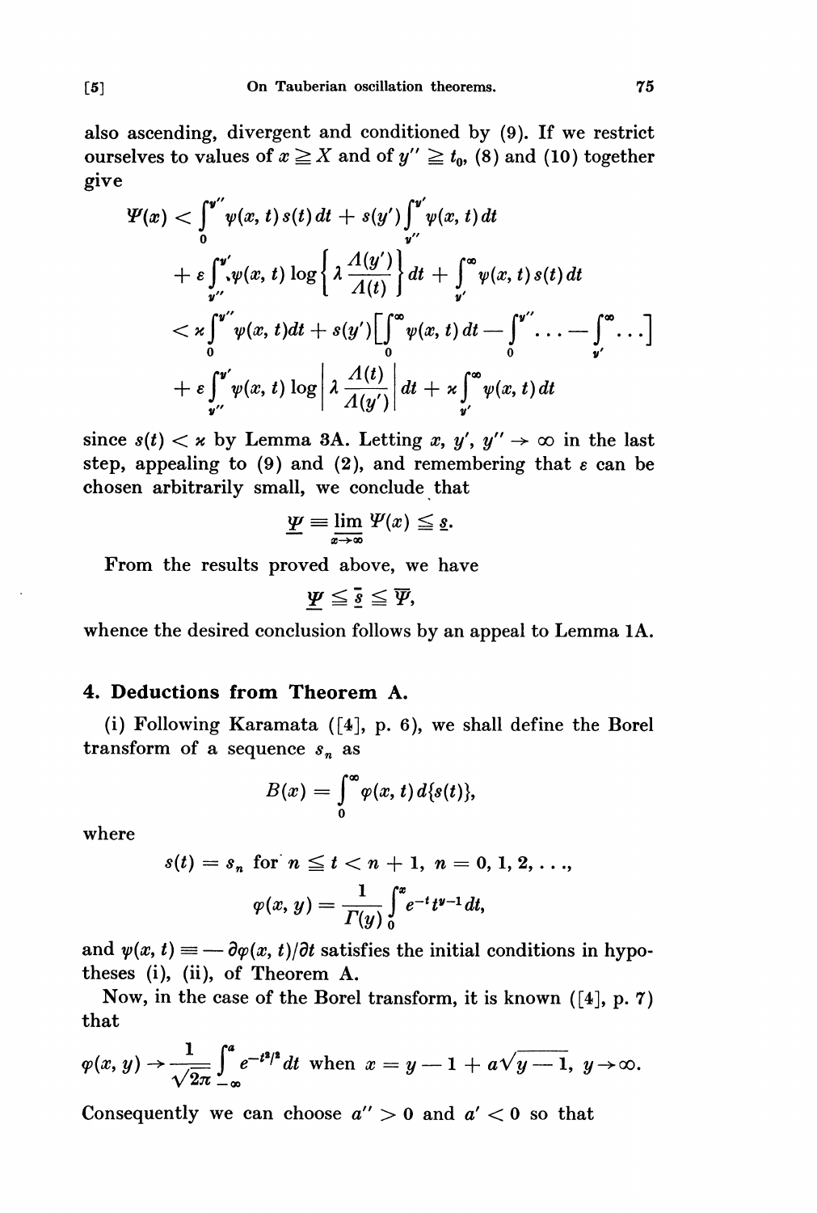also ascending, divergent and conditioned by (9). If we restrict ourselves to values of $x \geqq X$ and of $y'' \geqq t_0$, (8) and (10) together give

$$
\begin{aligned}
\Psi(x) &< \int_0^{y''} \psi(x,t)\, s(t)\, dt + s(y') \int_{y''}^{y'} \psi(x,t)\, dt \\
&\quad + \varepsilon \int_{y''}^{y'} \psi(x,t) \log\left\{ \lambda \frac{A(y')}{A(t)} \right\} dt + \int_{y'}^{\infty} \psi(x,t)\, s(t)\, dt \\
&< \varkappa \int_0^{y''} \psi(x,t) dt + s(y') \Big[ \int_0^{\infty} \psi(x,t)\, dt - \int_0^{y''} \ldots - \int_{y'}^{\infty} \ldots \Big] \\
&\quad + \varepsilon \int_{y''}^{y'} \psi(x,t) \log \left| \lambda \frac{A(t)}{A(y')} \right| dt + \varkappa \int_{y'}^{\infty} \psi(x,t)\, dt
\end{aligned}
$$

since $s(t) < \varkappa$ by Lemma 3A. Letting $x$, $y'$, $y'' \to \infty$ in the last step, appealing to (9) and (2), and remembering that $\varepsilon$ can be chosen arbitrarily small, we conclude that

$$\underline{\Psi} \equiv \varliminf_{x \to \infty} \Psi(x) \leqq \underline{s}.$$

From the results proved above, we have

$$\underline{\Psi} \leqq \bar{\underline{s}} \leqq \overline{\Psi},$$

whence the desired conclusion follows by an appeal to Lemma 1A.

## 4. Deductions from Theorem A.

(i) Following Karamata ([4], p. 6), we shall define the Borel transform of a sequence $s_n$ as

$$B(x) = \int_0^{\infty} \varphi(x,t)\, d\{s(t)\},$$

where

$$s(t) = s_n \text{ for } n \leqq t < n+1, \; n = 0, 1, 2, \ldots,$$

$$\varphi(x,y) = \frac{1}{\Gamma(y)} \int_0^x e^{-t} t^{y-1} dt,$$

and $\psi(x,t) \equiv -\partial\varphi(x,t)/\partial t$ satisfies the initial conditions in hypotheses (i), (ii), of Theorem A.

Now, in the case of the Borel transform, it is known ([4], p. 7) that

$$\varphi(x,y) \to \frac{1}{\sqrt{2\pi}} \int_{-\infty}^{a} e^{-t^2/2} dt \text{ when } x = y - 1 + a\sqrt{y-1},\; y \to \infty.$$

Consequently we can choose $a'' > 0$ and $a' < 0$ so that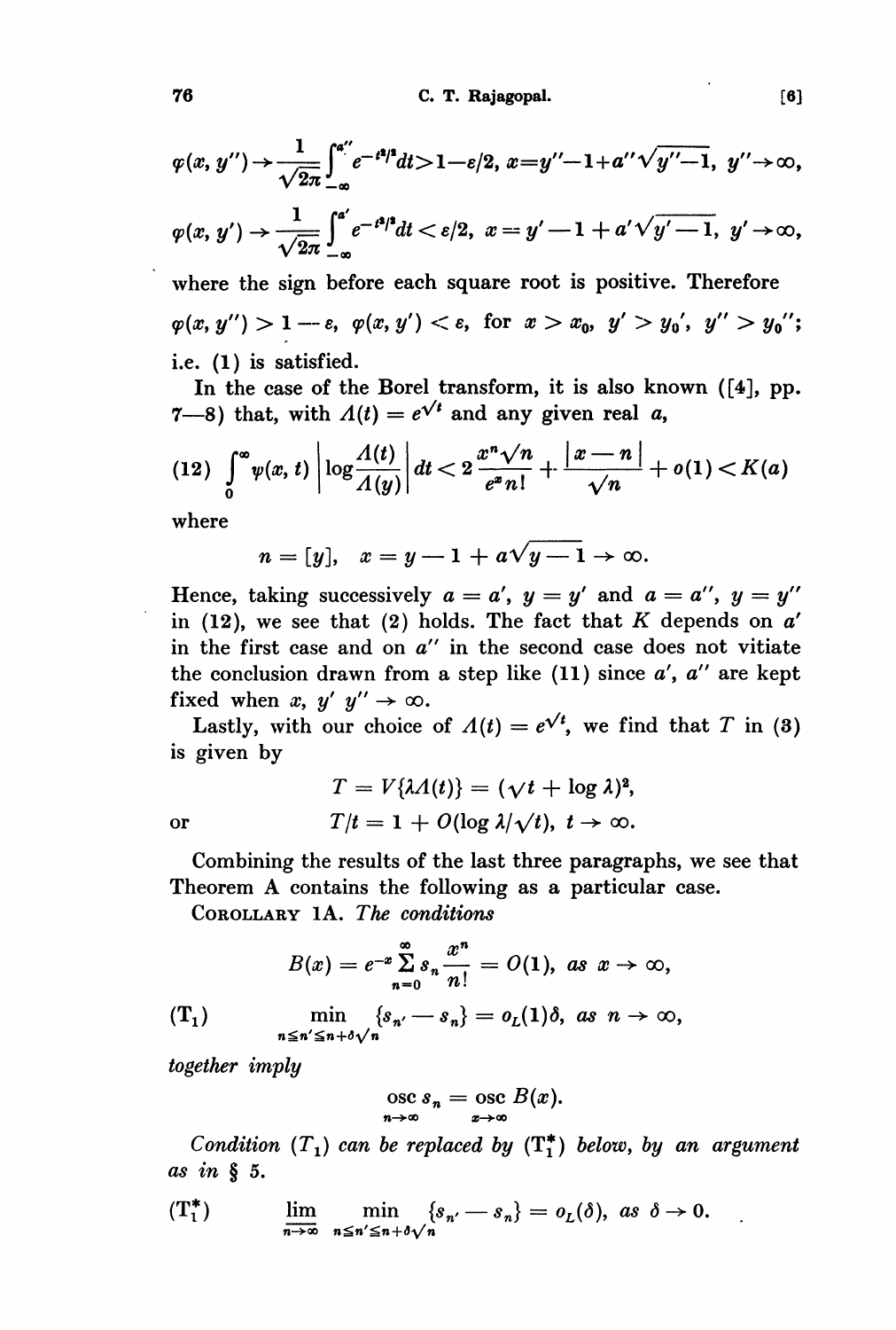$$\varphi(x, y'') \to \frac{1}{\sqrt{2\pi}} \int_{-\infty}^{a''} e^{-t^2/2} dt > 1 - \varepsilon/2, \; x = y'' - 1 + a''\sqrt{y'' - 1}, \; y'' \to \infty,$$

$$\varphi(x, y') \to \frac{1}{\sqrt{2\pi}} \int_{-\infty}^{a'} e^{-t^2/2} dt < \varepsilon/2, \; x = y' - 1 + a'\sqrt{y' - 1}, \; y' \to \infty,$$

where the sign before each square root is positive. Therefore

$$\varphi(x, y'') > 1 - \varepsilon, \; \varphi(x, y') < \varepsilon, \text{ for } x > x_0, \; y' > y_0', \; y'' > y_0'';$$

i.e. (1) is satisfied.

In the case of the Borel transform, it is also known ([4], pp. 7—8) that, with $A(t) = e^{\sqrt{t}}$ and any given real $a$,

$$(12) \quad \int_0^\infty \psi(x, t) \left| \log \frac{A(t)}{A(y)} \right| dt < 2 \frac{x^n \sqrt{n}}{e^x n!} + \frac{|x - n|}{\sqrt{n}} + o(1) < K(a)$$

where

$$n = [y], \quad x = y - 1 + a\sqrt{y - 1} \to \infty.$$

Hence, taking successively $a = a'$, $y = y'$ and $a = a''$, $y = y''$ in (12), we see that (2) holds. The fact that $K$ depends on $a'$ in the first case and on $a''$ in the second case does not vitiate the conclusion drawn from a step like (11) since $a'$, $a''$ are kept fixed when $x$, $y'$ $y'' \to \infty$.

Lastly, with our choice of $A(t) = e^{\sqrt{t}}$, we find that $T$ in (3) is given by

$$T = V\{\lambda A(t)\} = (\sqrt{t} + \log \lambda)^2,$$

or

$$T/t = 1 + O(\log \lambda/\sqrt{t}), \; t \to \infty.$$

Combining the results of the last three paragraphs, we see that Theorem A contains the following as a particular case.

COROLLARY 1A. *The conditions*

$$B(x) = e^{-x} \sum_{n=0}^{\infty} s_n \frac{x^n}{n!} = O(1), \text{ as } x \to \infty,$$

$$(\mathrm{T}_1) \qquad \min_{n \leq n' \leq n + \delta\sqrt{n}} \{s_{n'} - s_n\} = o_L(1)\delta, \text{ as } n \to \infty,$$

*together imply*

$$\operatorname*{osc}_{n \to \infty} s_n = \operatorname*{osc}_{x \to \infty} B(x).$$

*Condition* $(T_1)$ *can be replaced by* $(\mathrm{T}_1^*)$ *below, by an argument as in* § 5.

$$(\mathrm{T}_1^*) \qquad \varlimsup_{n \to \infty} \min_{n \leq n' \leq n + \delta\sqrt{n}} \{s_{n'} - s_n\} = o_L(\delta), \text{ as } \delta \to 0.$$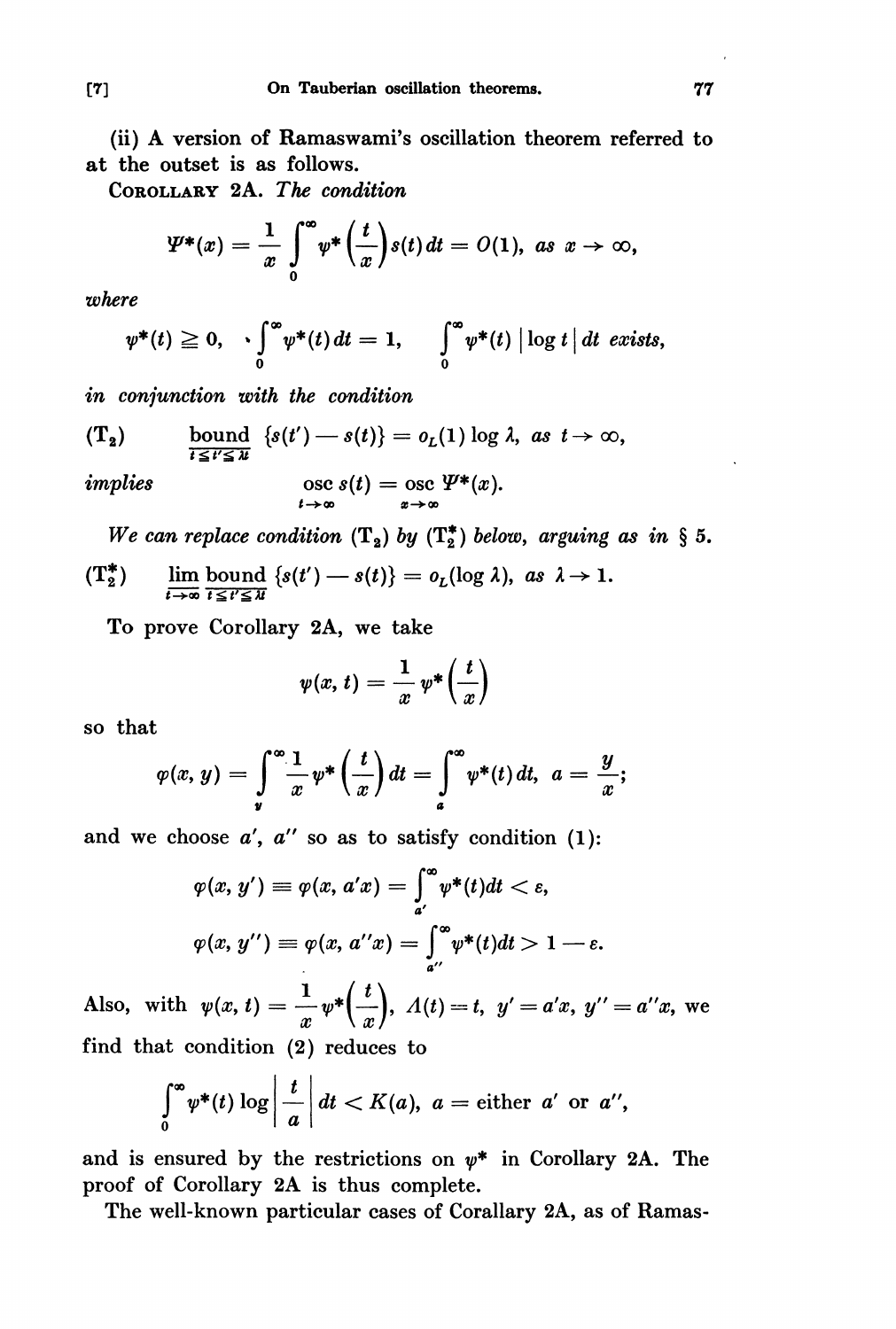(ii) A version of Ramaswami's oscillation theorem referred to at the outset is as follows.

**Corollary 2A.** *The condition*

$$\Psi^*(x) = \frac{1}{x}\int_0^\infty \psi^*\left(\frac{t}{x}\right)s(t)\,dt = O(1), \text{ as } x \to \infty,$$

*where*

$$\psi^*(t) \geqq 0, \quad \int_0^\infty \psi^*(t)\,dt = 1, \quad \int_0^\infty \psi^*(t)\,|\log t|\,dt \text{ exists},$$

*in conjunction with the condition*

$$(\mathrm{T}_2) \qquad \operatorname*{bound}_{t \leqq t' \leqq \lambda t} \{s(t') - s(t)\} = o_L(1)\log\lambda, \text{ as } t \to \infty,$$

*implies*

$$\operatorname*{osc}_{t\to\infty} s(t) = \operatorname*{osc}_{x\to\infty} \Psi^*(x).$$

*We can replace condition* $(\mathrm{T}_2)$ *by* $(\mathrm{T}_2^*)$ *below, arguing as in § 5.*

$$(\mathrm{T}_2^*) \qquad \varlimsup_{t\to\infty} \operatorname*{bound}_{t \leqq t' \leqq \lambda t} \{s(t') - s(t)\} = o_L(\log\lambda), \text{ as } \lambda \to 1.$$

To prove Corollary 2A, we take

$$\psi(x, t) = \frac{1}{x}\psi^*\left(\frac{t}{x}\right)$$

so that

$$\varphi(x, y) = \int_y^\infty \frac{1}{x}\psi^*\left(\frac{t}{x}\right)dt = \int_a^\infty \psi^*(t)\,dt, \; a = \frac{y}{x};$$

and we choose $a'$, $a''$ so as to satisfy condition (1):

$$\varphi(x, y') \equiv \varphi(x, a'x) = \int_{a'}^\infty \psi^*(t)dt < \varepsilon,$$

$$\varphi(x, y'') \equiv \varphi(x, a''x) = \int_{a''}^\infty \psi^*(t)dt > 1 - \varepsilon.$$

Also, with $\psi(x, t) = \dfrac{1}{x}\psi^*\left(\dfrac{t}{x}\right)$, $\Lambda(t) = t$, $y' = a'x$, $y'' = a''x$, we find that condition (2) reduces to

$$\int_0^\infty \psi^*(t)\log\left|\frac{t}{a}\right|dt < K(a), \; a = \text{either } a' \text{ or } a'',$$

and is ensured by the restrictions on $\psi^*$ in Corollary 2A. The proof of Corollary 2A is thus complete.

The well-known particular cases of Corallary 2A, as of Ramas-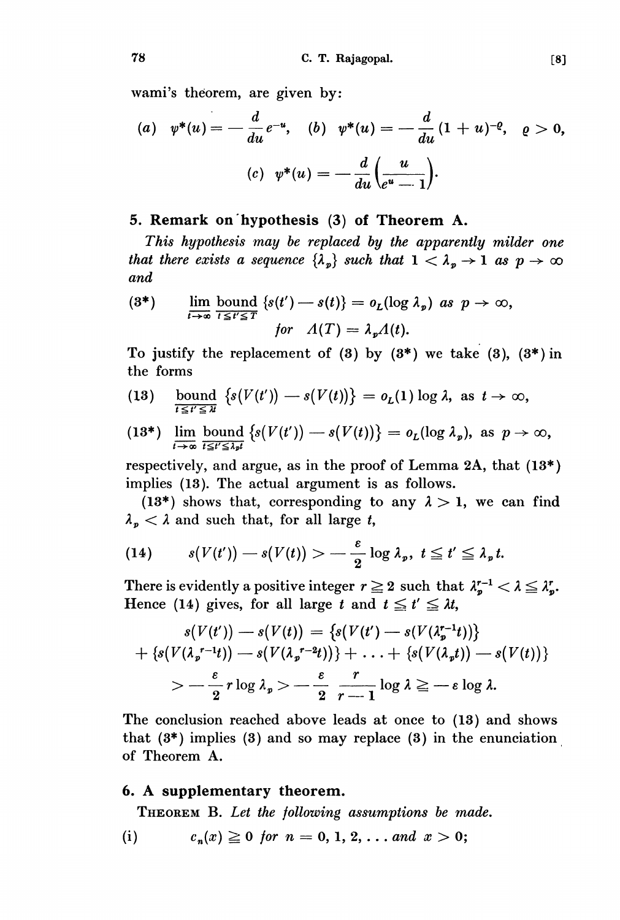wami's theorem, are given by:

$$(a)\ \ \psi^*(u) = -\frac{d}{du}e^{-u},\quad (b)\ \ \psi^*(u) = -\frac{d}{du}(1+u)^{-\varrho},\ \ \varrho > 0,$$

$$(c)\ \ \psi^*(u) = -\frac{d}{du}\left(\frac{u}{e^u - 1}\right).$$

## 5. Remark on hypothesis (3) of Theorem A.

*This hypothesis may be replaced by the apparently milder one that there exists a sequence* $\{\lambda_p\}$ *such that* $1 < \lambda_p \to 1$ *as* $p \to \infty$ *and*

$$(3^*)\qquad \varliminf_{t\to\infty}\ \underset{t \leq t' \leq T}{\text{bound}}\ \{s(t') - s(t)\} = o_L(\log \lambda_p)\ \text{as}\ p \to \infty,$$
$$\textit{for}\ \ A(T) = \lambda_p A(t).$$

To justify the replacement of (3) by (3*) we take (3), (3*) in the forms

$$(13)\qquad \underset{t \leq t' \leq \lambda t}{\text{bound}}\ \{s(V(t')) - s(V(t))\} = o_L(1)\log\lambda,\ \text{as}\ t \to \infty,$$

$$(13^*)\quad \varliminf_{t\to\infty}\ \underset{t \leq t' \leq \lambda_p t}{\text{bound}}\ \{s(V(t')) - s(V(t))\} = o_L(\log\lambda_p),\ \text{as}\ p \to \infty,$$

respectively, and argue, as in the proof of Lemma 2A, that (13*) implies (13). The actual argument is as follows.

(13*) shows that, corresponding to any $\lambda > 1$, we can find $\lambda_p < \lambda$ and such that, for all large $t$,

$$(14)\qquad s(V(t')) - s(V(t)) > -\frac{\varepsilon}{2}\log\lambda_p,\ \ t \leq t' \leq \lambda_p t.$$

There is evidently a positive integer $r \geq 2$ such that $\lambda_p^{r-1} < \lambda \leq \lambda_p^r$. Hence (14) gives, for all large $t$ and $t \leq t' \leq \lambda t$,

$$s(V(t')) - s(V(t)) = \{s(V(t') - s(V(\lambda_p^{r-1}t))\}$$
$$+ \{s(V(\lambda_p{}^{r-1}t)) - s(V(\lambda_p{}^{r-2}t))\} + \ldots + \{s(V(\lambda_p t)) - s(V(t))\}$$
$$> -\frac{\varepsilon}{2}r\log\lambda_p > -\frac{\varepsilon}{2}\,\frac{r}{r-1}\log\lambda \geq -\varepsilon\log\lambda.$$

The conclusion reached above leads at once to (13) and shows that (3*) implies (3) and so may replace (3) in the enunciation of Theorem A.

## 6. A supplementary theorem.

THEOREM B. *Let the following assumptions be made.*

(i) $\qquad c_n(x) \geq 0$ *for* $n = 0, 1, 2, \ldots$ *and* $x > 0$;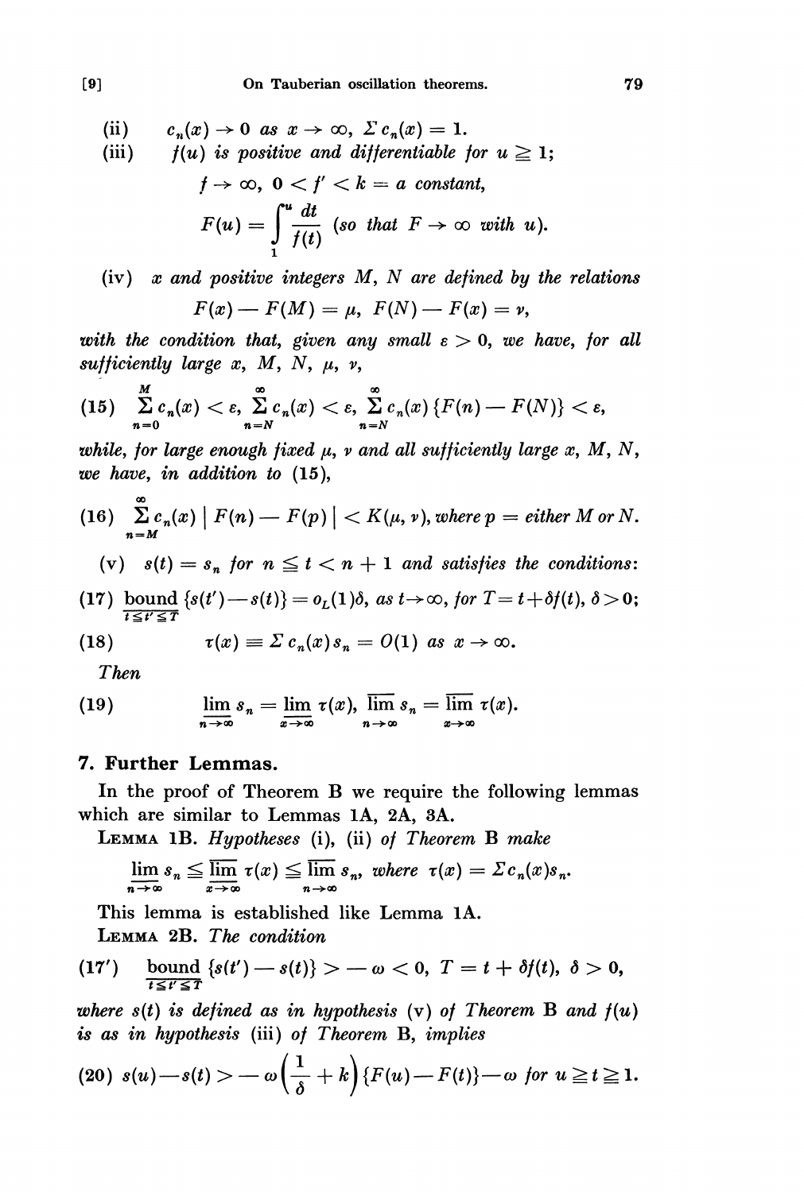(ii) $c_n(x) \to 0$ *as* $x \to \infty$, $\Sigma\, c_n(x) = 1$.

(iii) $f(u)$ *is positive and differentiable for* $u \geqq 1$;

$$f \to \infty,\ 0 < f' < k = a \text{ constant},$$

$$F(u) = \int_1^u \frac{dt}{f(t)} \text{ (so that } F \to \infty \text{ with } u).$$

(iv) $x$ *and positive integers* $M$, $N$ *are defined by the relations*

$$F(x) - F(M) = \mu,\ F(N) - F(x) = \nu,$$

*with the condition that, given any small* $\varepsilon > 0$, *we have, for all sufficiently large* $x$, $M$, $N$, $\mu$, $\nu$,

$$(15)\quad \sum_{n=0}^{M} c_n(x) < \varepsilon,\ \sum_{n=N}^{\infty} c_n(x) < \varepsilon,\ \sum_{n=N}^{\infty} c_n(x)\{F(n) - F(N)\} < \varepsilon,$$

*while, for large enough fixed* $\mu$, $\nu$ *and all sufficiently large* $x$, $M$, $N$, *we have, in addition to* (15),

$$(16)\quad \sum_{n=M}^{\infty} c_n(x)\,|\,F(n) - F(p)\,| < K(\mu, \nu), \text{ where } p = \text{either } M \text{ or } N.$$

(v) $s(t) = s_n$ *for* $n \leqq t < n + 1$ *and satisfies the conditions*:

$$(17)\quad \underset{t \leqq t' \leqq T}{\underline{\text{bound}}}\, \{s(t') - s(t)\} = o_L(1)\delta, \text{ as } t \to \infty, \text{ for } T = t + \delta f(t),\ \delta > 0;$$

$$(18)\qquad \tau(x) \equiv \Sigma\, c_n(x) s_n = O(1) \text{ as } x \to \infty.$$

*Then*

$$(19)\qquad \underset{n\to\infty}{\underline{\lim}}\, s_n = \underset{x\to\infty}{\underline{\lim}}\, \tau(x),\ \underset{n\to\infty}{\overline{\lim}}\, s_n = \underset{x\to\infty}{\overline{\lim}}\, \tau(x).$$

## 7. Further Lemmas.

In the proof of Theorem B we require the following lemmas which are similar to Lemmas 1A, 2A, 3A.

LEMMA 1B. *Hypotheses* (i), (ii) *of Theorem* B *make*

$$\underset{n\to\infty}{\underline{\lim}}\, s_n \leqq \underset{x\to\infty}{\overline{\lim}}\, \tau(x) \leqq \underset{n\to\infty}{\overline{\lim}}\, s_n, \text{ where } \tau(x) = \Sigma\, c_n(x) s_n.$$

This lemma is established like Lemma 1A.

LEMMA 2B. *The condition*

$$(17')\quad \underset{t \leqq t' \leqq T}{\underline{\text{bound}}}\, \{s(t') - s(t)\} > -\omega < 0,\ T = t + \delta f(t),\ \delta > 0,$$

*where* $s(t)$ *is defined as in hypothesis* (v) *of Theorem* B *and* $f(u)$ *is as in hypothesis* (iii) *of Theorem* B, *implies*

$$(20)\ s(u) - s(t) > -\omega\left(\frac{1}{\delta} + k\right)\{F(u) - F(t)\} - \omega \text{ for } u \geqq t \geqq 1.$$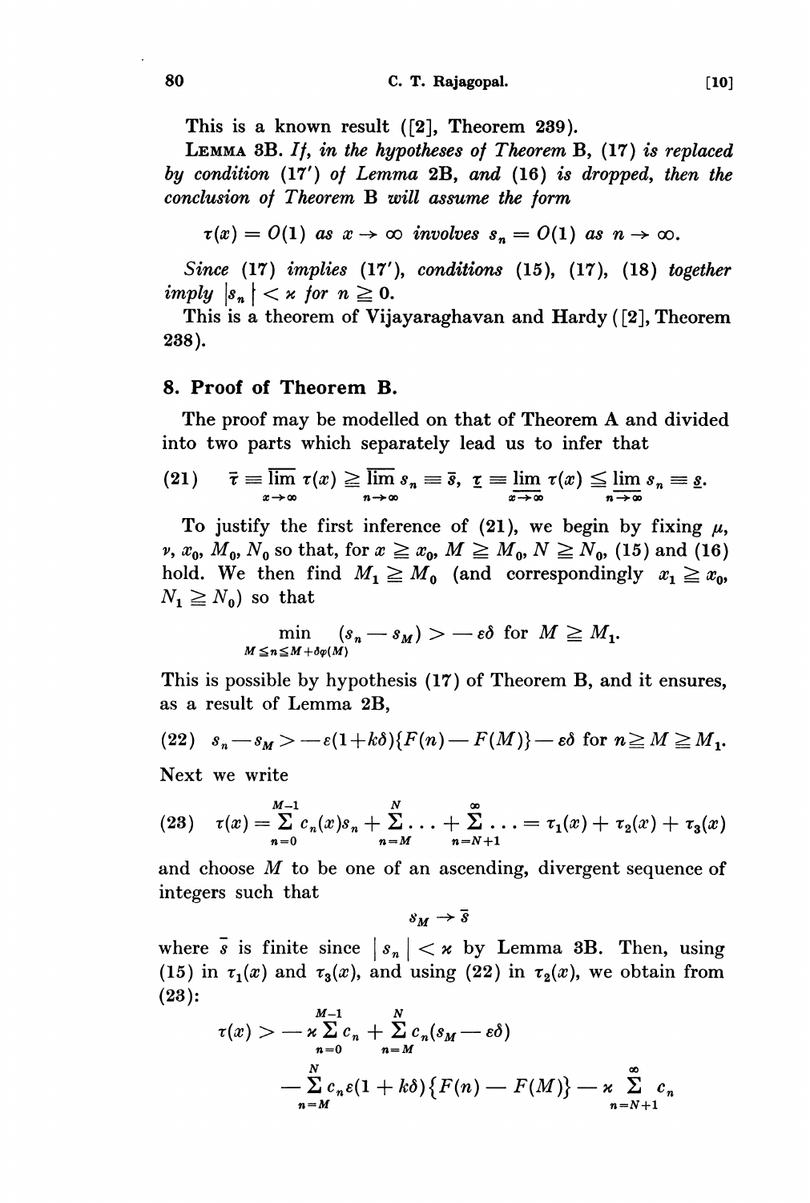This is a known result ([2], Theorem 239).

LEMMA 3B. *If, in the hypotheses of Theorem* B, (17) *is replaced by condition* (17') *of Lemma* 2B, *and* (16) *is dropped, then the conclusion of Theorem* B *will assume the form*

$$\tau(x) = O(1) \text{ as } x \to \infty \text{ involves } s_n = O(1) \text{ as } n \to \infty.$$

*Since* (17) *implies* (17'), *conditions* (15), (17), (18) *together imply* $|s_n| < \varkappa$ *for* $n \geqq 0$.

This is a theorem of Vijayaraghavan and Hardy ([2], Theorem 238).

## 8. Proof of Theorem B.

The proof may be modelled on that of Theorem A and divided into two parts which separately lead us to infer that

$$(21) \qquad \bar{\tau} \equiv \overline{\lim_{x \to \infty}}\, \tau(x) \geqq \overline{\lim_{n \to \infty}}\, s_n \equiv \bar{s}, \quad \underline{\tau} \equiv \underline{\lim_{x \to \infty}}\, \tau(x) \leqq \underline{\lim_{n \to \infty}}\, s_n \equiv \underline{s}.$$

To justify the first inference of (21), we begin by fixing $\mu$, $\nu$, $x_0$, $M_0$, $N_0$ so that, for $x \geqq x_0$, $M \geqq M_0$, $N \geqq N_0$, (15) and (16) hold. We then find $M_1 \geqq M_0$ (and correspondingly $x_1 \geqq x_0$, $N_1 \geqq N_0$) so that

$$\min_{M \leqq n \leqq M + \delta\varphi(M)} (s_n - s_M) > -\varepsilon\delta \text{ for } M \geqq M_1.$$

This is possible by hypothesis (17) of Theorem B, and it ensures, as a result of Lemma 2B,

$$(22) \quad s_n - s_M > -\varepsilon(1+k\delta)\{F(n) - F(M)\} - \varepsilon\delta \text{ for } n \geqq M \geqq M_1.$$

Next we write

$$(23) \quad \tau(x) = \sum_{n=0}^{M-1} c_n(x)s_n + \sum_{n=M}^{N} \ldots + \sum_{n=N+1}^{\infty} \ldots = \tau_1(x) + \tau_2(x) + \tau_3(x)$$

and choose $M$ to be one of an ascending, divergent sequence of integers such that

$$s_M \to \bar{s}$$

where $\bar{s}$ is finite since $|s_n| < \varkappa$ by Lemma 3B. Then, using (15) in $\tau_1(x)$ and $\tau_3(x)$, and using (22) in $\tau_2(x)$, we obtain from (23):

$$\tau(x) > -\varkappa \sum_{n=0}^{M-1} c_n + \sum_{n=M}^{N} c_n(s_M - \varepsilon\delta)$$
$$- \sum_{n=M}^{N} c_n \varepsilon(1 + k\delta)\{F(n) - F(M)\} - \varkappa \sum_{n=N+1}^{\infty} c_n$$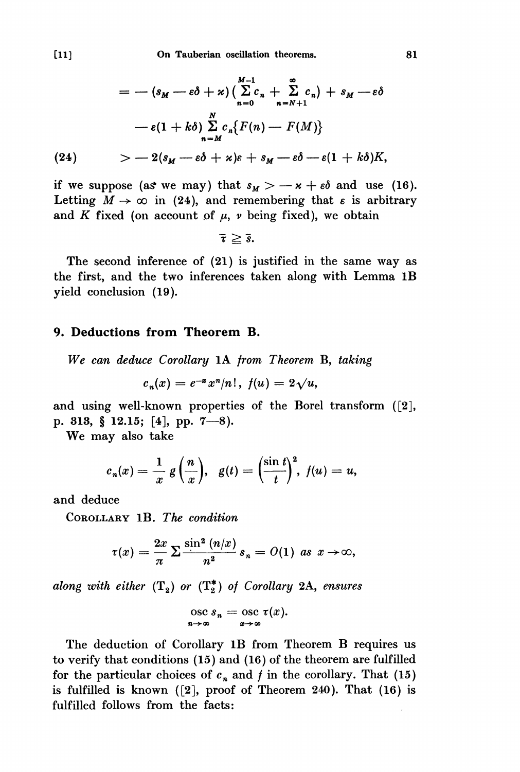$$= -(s_M - \varepsilon\delta + \varkappa)\left(\sum_{n=0}^{M-1} c_n + \sum_{n=N+1}^{\infty} c_n\right) + s_M - \varepsilon\delta$$

$$- \varepsilon(1 + k\delta) \sum_{n=M}^{N} c_n\{F(n) - F(M)\}$$

$$(24) \qquad > -2(s_M - \varepsilon\delta + \varkappa)\varepsilon + s_M - \varepsilon\delta - \varepsilon(1 + k\delta)K,$$

if we suppose (as we may) that $s_M > -\varkappa + \varepsilon\delta$ and use (16). Letting $M \to \infty$ in (24), and remembering that $\varepsilon$ is arbitrary and $K$ fixed (on account of $\mu$, $\nu$ being fixed), we obtain

$$\bar{\tau} \geqq \bar{s}.$$

The second inference of (21) is justified in the same way as the first, and the two inferences taken along with Lemma 1B yield conclusion (19).

## 9. Deductions from Theorem B.

*We can deduce Corollary* 1A *from Theorem* B, *taking*

$$c_n(x) = e^{-x} x^n / n!, \quad f(u) = 2\sqrt{u},$$

and using well-known properties of the Borel transform ([2], p. 313, § 12.15; [4], pp. 7—8).

We may also take

$$c_n(x) = \frac{1}{x} g\left(\frac{n}{x}\right), \quad g(t) = \left(\frac{\sin t}{t}\right)^2, \quad f(u) = u,$$

and deduce

COROLLARY 1B. *The condition*

$$\tau(x) = \frac{2x}{\pi} \sum \frac{\sin^2 (n/x)}{n^2} s_n = O(1) \text{ as } x \to \infty,$$

*along with either* ($T_2$) *or* ($T_2^*$) *of Corollary* 2A, *ensures*

$$\operatorname*{osc}_{n \to \infty} s_n = \operatorname*{osc}_{x \to \infty} \tau(x).$$

The deduction of Corollary 1B from Theorem B requires us to verify that conditions (15) and (16) of the theorem are fulfilled for the particular choices of $c_n$ and $f$ in the corollary. That (15) is fulfilled is known ([2], proof of Theorem 240). That (16) is fulfilled follows from the facts: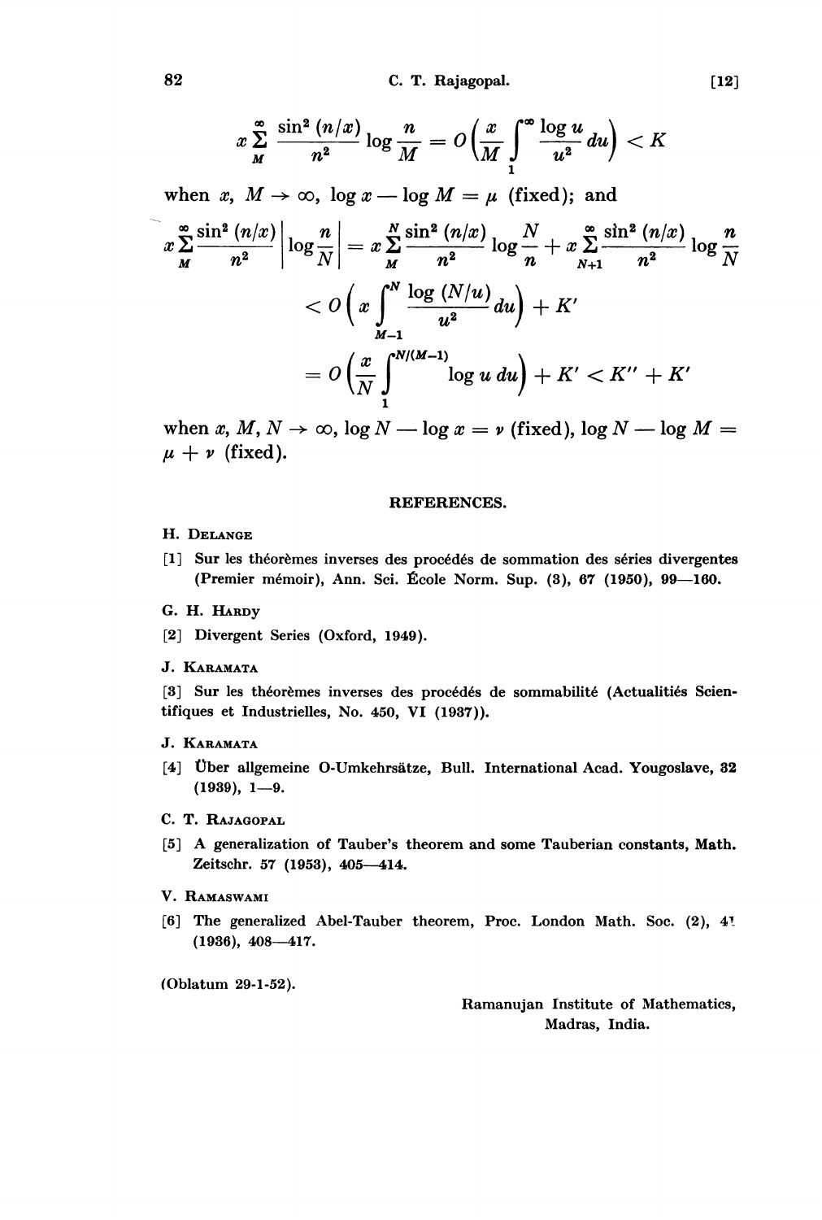$$x \sum_{M}^{\infty} \frac{\sin^2 (n/x)}{n^2} \log \frac{n}{M} = O\left(\frac{x}{M} \int_1^{\infty} \frac{\log u}{u^2} du\right) < K$$

when $x$, $M \to \infty$, $\log x - \log M = \mu$ (fixed); and

$$x \sum_{M}^{\infty} \frac{\sin^2 (n/x)}{n^2} \left|\log \frac{n}{N}\right| = x \sum_{M}^{N} \frac{\sin^2 (n/x)}{n^2} \log \frac{N}{n} + x \sum_{N+1}^{\infty} \frac{\sin^2 (n/x)}{n^2} \log \frac{n}{N}$$

$$< O\left(x \int_{M-1}^{N} \frac{\log (N/u)}{u^2} du\right) + K'$$

$$= O\left(\frac{x}{N} \int_1^{N/(M-1)} \log u \, du\right) + K' < K'' + K'$$

when $x, M, N \to \infty$, $\log N - \log x = \nu$ (fixed), $\log N - \log M = \mu + \nu$ (fixed).

## REFERENCES.

H. Delange

[1] Sur les théorèmes inverses des procédés de sommation des séries divergentes (Premier mémoir), Ann. Sci. École Norm. Sup. (3), 67 (1950), 99—160.

G. H. Hardy

[2] Divergent Series (Oxford, 1949).

J. Karamata

[3] Sur les théorèmes inverses des procédés de sommabilité (Actualitiés Scientifiques et Industrielles, No. 450, VI (1937)).

J. Karamata

[4] Über allgemeine O-Umkehrsätze, Bull. International Acad. Yougoslave, 32 (1939), 1—9.

C. T. Rajagopal

[5] A generalization of Tauber's theorem and some Tauberian constants, Math. Zeitschr. 57 (1953), 405—414.

V. Ramaswami

[6] The generalized Abel-Tauber theorem, Proc. London Math. Soc. (2), 41 (1936), 408—417.

(Oblatum 29-1-52).

Ramanujan Institute of Mathematics,
Madras, India.